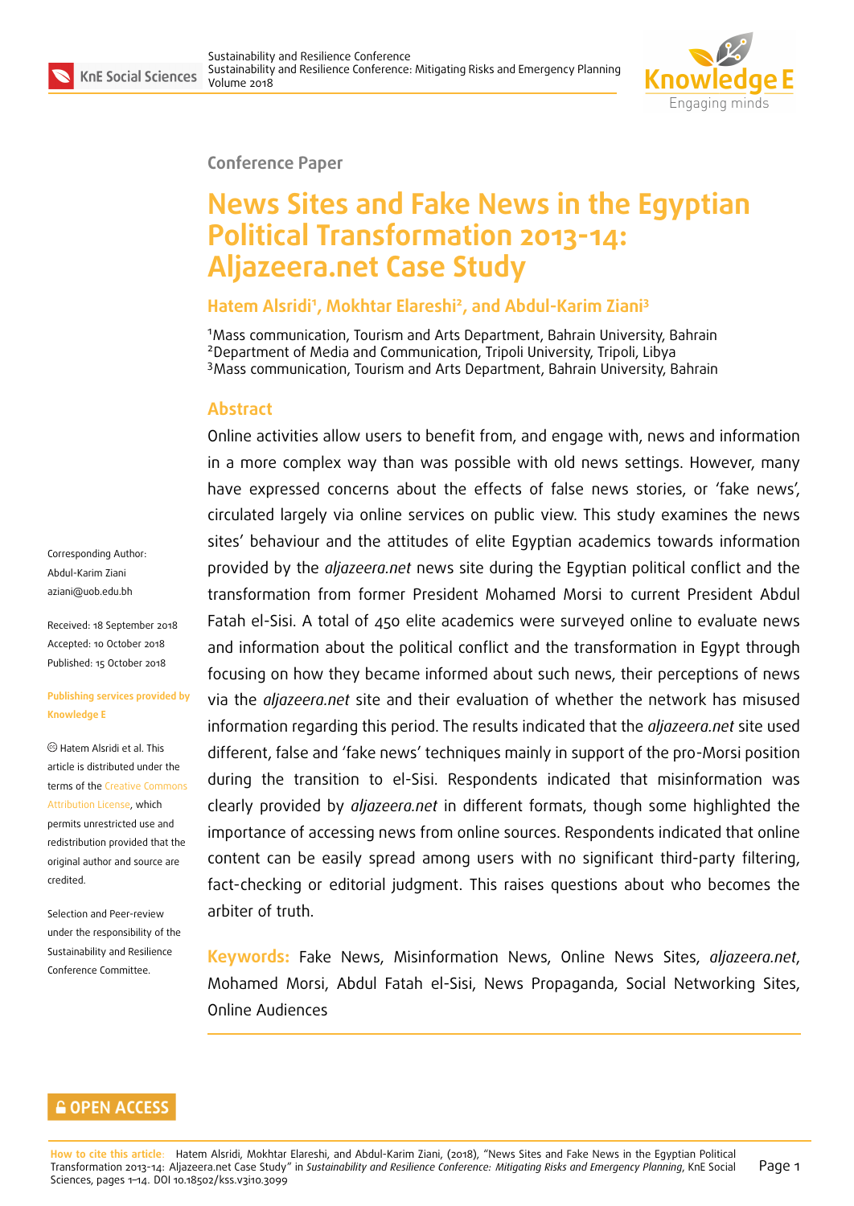Conference Paper

# News Sites and Fake News in the Egyptian Political Transformation 2013-14: Aljazeera.net Case Study

**Hatem Alsridi[1], Mokhtar Elareshi[2], and Abdul-Karim Ziani[3]**

[1]Mass communication, Tourism and Arts Department, Bahrain University, Bahrain
[2]Department of Media and Communication, Tripoli University, Tripoli, Libya
[3]Mass communication, Tourism and Arts Department, Bahrain University, Bahrain

Corresponding Author: Abdul-Karim Ziani aziani@uob.edu.bh

Received: 18 September 2018
Accepted: 10 October 2018
Published: 15 October 2018

**Publishing services provided by Knowledge E**

© Hatem Alsridi et al. This article is distributed under the terms of the Creative Commons Attribution License, which permits unrestricted use and redistribution provided that the original author and source are credited.

Selection and Peer-review under the responsibility of the Sustainability and Resilience Conference Committee.

## Abstract

Online activities allow users to benefit from, and engage with, news and information in a more complex way than was possible with old news settings. However, many have expressed concerns about the effects of false news stories, or 'fake news', circulated largely via online services on public view. This study examines the news sites' behaviour and the attitudes of elite Egyptian academics towards information provided by the *aljazeera.net* news site during the Egyptian political conflict and the transformation from former President Mohamed Morsi to current President Abdul Fatah el-Sisi. A total of 450 elite academics were surveyed online to evaluate news and information about the political conflict and the transformation in Egypt through focusing on how they became informed about such news, their perceptions of news via the *aljazeera.net* site and their evaluation of whether the network has misused information regarding this period. The results indicated that the *aljazeera.net* site used different, false and 'fake news' techniques mainly in support of the pro-Morsi position during the transition to el-Sisi. Respondents indicated that misinformation was clearly provided by *aljazeera.net* in different formats, though some highlighted the importance of accessing news from online sources. Respondents indicated that online content can be easily spread among users with no significant third-party filtering, fact-checking or editorial judgment. This raises questions about who becomes the arbiter of truth.

**Keywords:** Fake News, Misinformation News, Online News Sites, *aljazeera.net*, Mohamed Morsi, Abdul Fatah el-Sisi, News Propaganda, Social Networking Sites, Online Audiences

OPEN ACCESS

**How to cite this article**: Hatem Alsridi, Mokhtar Elareshi, and Abdul-Karim Ziani, (2018), "News Sites and Fake News in the Egyptian Political Transformation 2013-14: Aljazeera.net Case Study" in *Sustainability and Resilience Conference: Mitigating Risks and Emergency Planning*, KnE Social Sciences, pages 1–14. DOI 10.18502/kss.v3i10.3099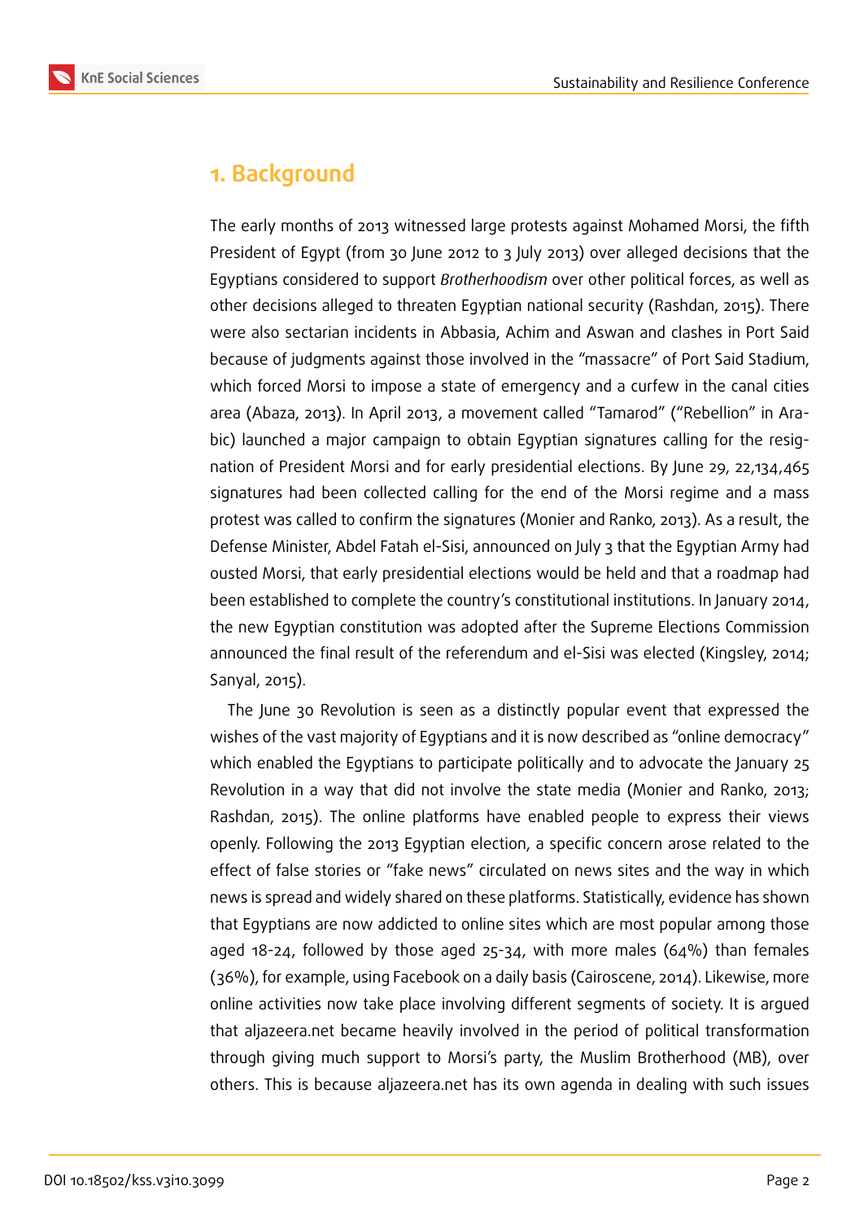## 1. Background

The early months of 2013 witnessed large protests against Mohamed Morsi, the fifth President of Egypt (from 30 June 2012 to 3 July 2013) over alleged decisions that the Egyptians considered to support *Brotherhoodism* over other political forces, as well as other decisions alleged to threaten Egyptian national security (Rashdan, 2015). There were also sectarian incidents in Abbasia, Achim and Aswan and clashes in Port Said because of judgments against those involved in the "massacre" of Port Said Stadium, which forced Morsi to impose a state of emergency and a curfew in the canal cities area (Abaza, 2013). In April 2013, a movement called "Tamarod" ("Rebellion" in Arabic) launched a major campaign to obtain Egyptian signatures calling for the resignation of President Morsi and for early presidential elections. By June 29, 22,134,465 signatures had been collected calling for the end of the Morsi regime and a mass protest was called to confirm the signatures (Monier and Ranko, 2013). As a result, the Defense Minister, Abdel Fatah el-Sisi, announced on July 3 that the Egyptian Army had ousted Morsi, that early presidential elections would be held and that a roadmap had been established to complete the country's constitutional institutions. In January 2014, the new Egyptian constitution was adopted after the Supreme Elections Commission announced the final result of the referendum and el-Sisi was elected (Kingsley, 2014; Sanyal, 2015).

The June 30 Revolution is seen as a distinctly popular event that expressed the wishes of the vast majority of Egyptians and it is now described as "online democracy" which enabled the Egyptians to participate politically and to advocate the January 25 Revolution in a way that did not involve the state media (Monier and Ranko, 2013; Rashdan, 2015). The online platforms have enabled people to express their views openly. Following the 2013 Egyptian election, a specific concern arose related to the effect of false stories or "fake news" circulated on news sites and the way in which news is spread and widely shared on these platforms. Statistically, evidence has shown that Egyptians are now addicted to online sites which are most popular among those aged 18-24, followed by those aged 25-34, with more males (64%) than females (36%), for example, using Facebook on a daily basis (Cairoscene, 2014). Likewise, more online activities now take place involving different segments of society. It is argued that aljazeera.net became heavily involved in the period of political transformation through giving much support to Morsi's party, the Muslim Brotherhood (MB), over others. This is because aljazeera.net has its own agenda in dealing with such issues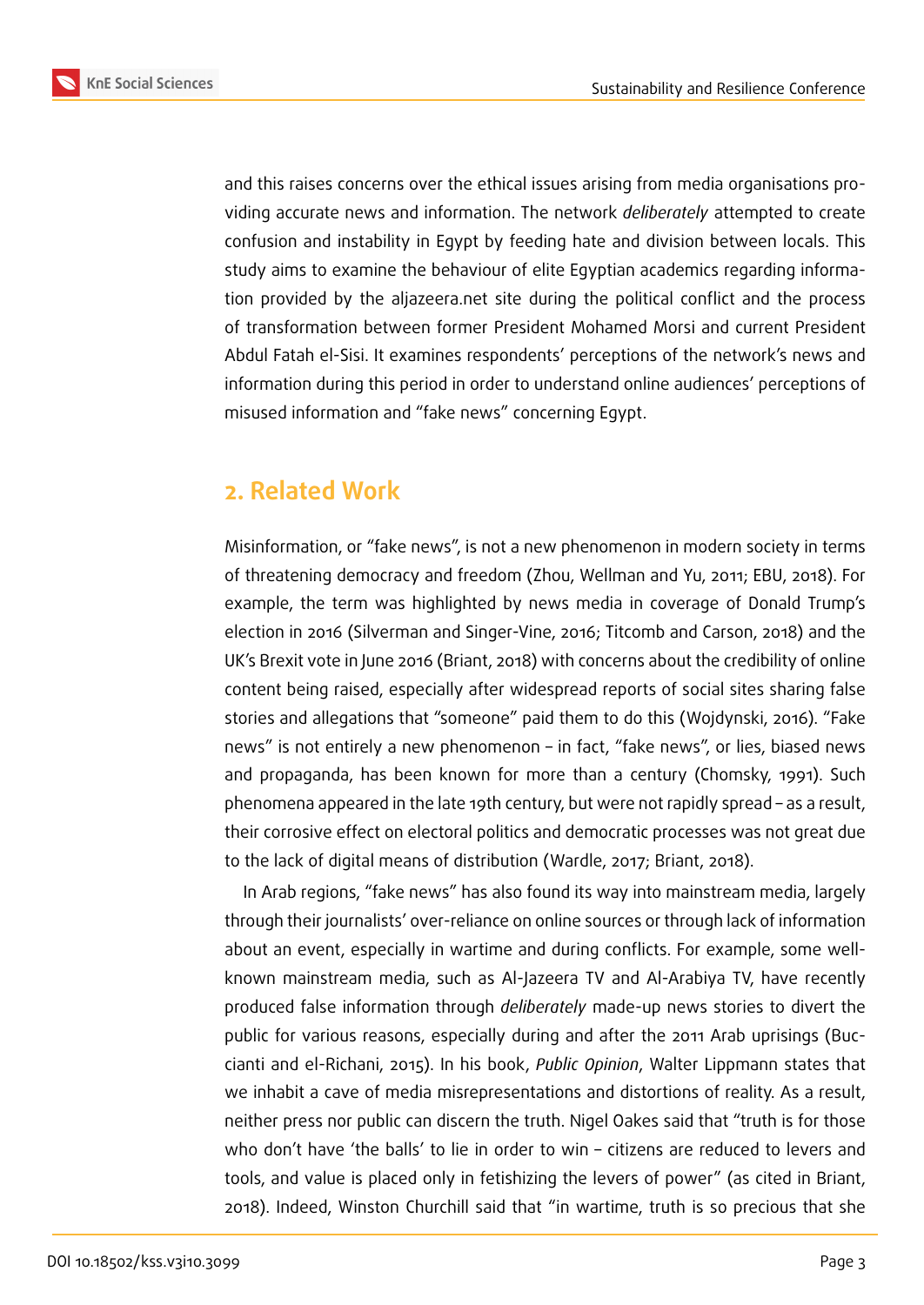and this raises concerns over the ethical issues arising from media organisations providing accurate news and information. The network *deliberately* attempted to create confusion and instability in Egypt by feeding hate and division between locals. This study aims to examine the behaviour of elite Egyptian academics regarding information provided by the aljazeera.net site during the political conflict and the process of transformation between former President Mohamed Morsi and current President Abdul Fatah el-Sisi. It examines respondents' perceptions of the network's news and information during this period in order to understand online audiences' perceptions of misused information and "fake news" concerning Egypt.

## 2. Related Work

Misinformation, or "fake news", is not a new phenomenon in modern society in terms of threatening democracy and freedom (Zhou, Wellman and Yu, 2011; EBU, 2018). For example, the term was highlighted by news media in coverage of Donald Trump's election in 2016 (Silverman and Singer-Vine, 2016; Titcomb and Carson, 2018) and the UK's Brexit vote in June 2016 (Briant, 2018) with concerns about the credibility of online content being raised, especially after widespread reports of social sites sharing false stories and allegations that "someone" paid them to do this (Wojdynski, 2016). "Fake news" is not entirely a new phenomenon – in fact, "fake news", or lies, biased news and propaganda, has been known for more than a century (Chomsky, 1991). Such phenomena appeared in the late 19th century, but were not rapidly spread – as a result, their corrosive effect on electoral politics and democratic processes was not great due to the lack of digital means of distribution (Wardle, 2017; Briant, 2018).

In Arab regions, "fake news" has also found its way into mainstream media, largely through their journalists' over-reliance on online sources or through lack of information about an event, especially in wartime and during conflicts. For example, some well-known mainstream media, such as Al-Jazeera TV and Al-Arabiya TV, have recently produced false information through *deliberately* made-up news stories to divert the public for various reasons, especially during and after the 2011 Arab uprisings (Buccianti and el-Richani, 2015). In his book, *Public Opinion*, Walter Lippmann states that we inhabit a cave of media misrepresentations and distortions of reality. As a result, neither press nor public can discern the truth. Nigel Oakes said that "truth is for those who don't have 'the balls' to lie in order to win – citizens are reduced to levers and tools, and value is placed only in fetishizing the levers of power" (as cited in Briant, 2018). Indeed, Winston Churchill said that "in wartime, truth is so precious that she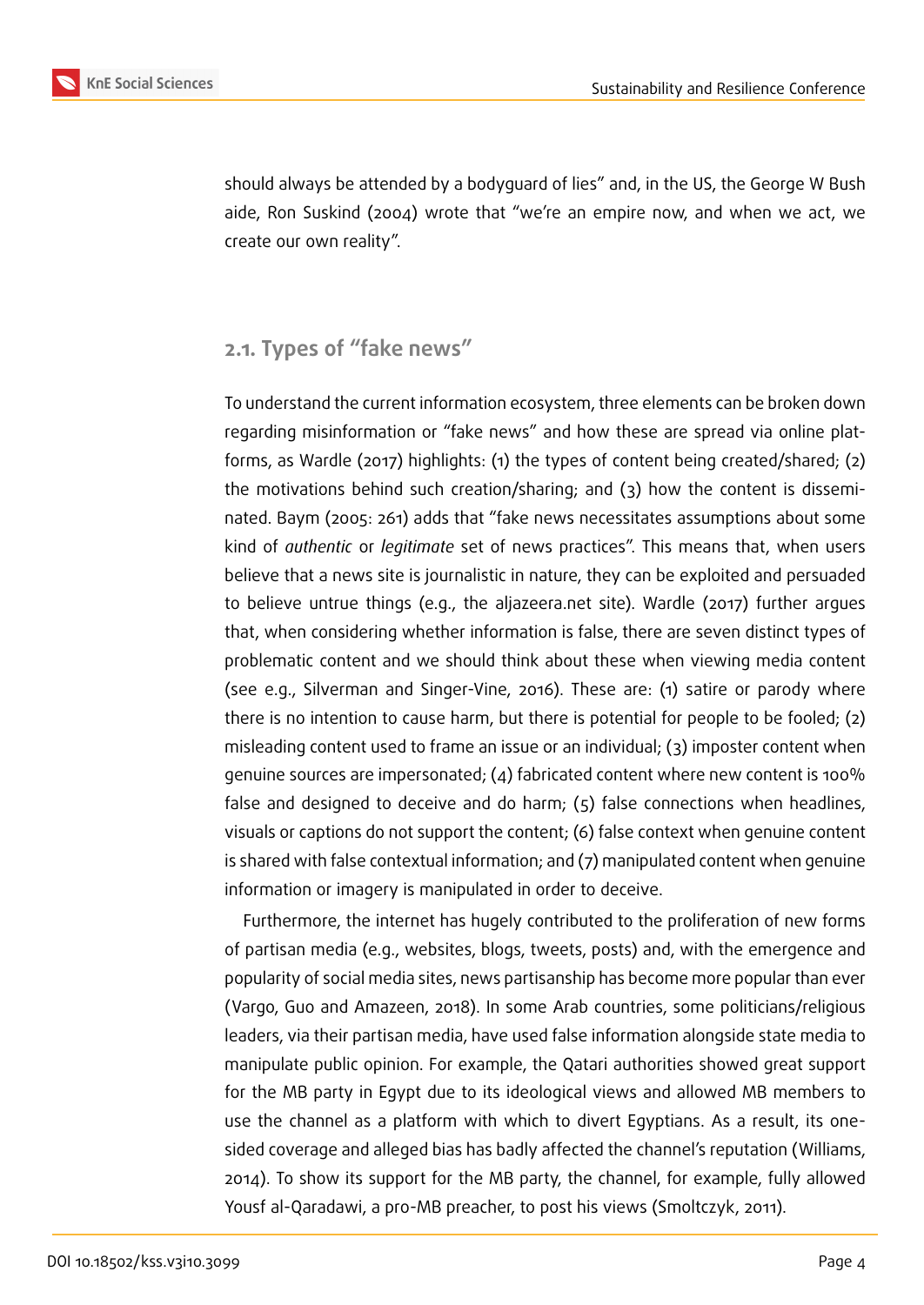should always be attended by a bodyguard of lies" and, in the US, the George W Bush aide, Ron Suskind (2004) wrote that "we're an empire now, and when we act, we create our own reality".

### 2.1. Types of "fake news"

To understand the current information ecosystem, three elements can be broken down regarding misinformation or "fake news" and how these are spread via online platforms, as Wardle (2017) highlights: (1) the types of content being created/shared; (2) the motivations behind such creation/sharing; and (3) how the content is disseminated. Baym (2005: 261) adds that "fake news necessitates assumptions about some kind of *authentic* or *legitimate* set of news practices". This means that, when users believe that a news site is journalistic in nature, they can be exploited and persuaded to believe untrue things (e.g., the aljazeera.net site). Wardle (2017) further argues that, when considering whether information is false, there are seven distinct types of problematic content and we should think about these when viewing media content (see e.g., Silverman and Singer-Vine, 2016). These are: (1) satire or parody where there is no intention to cause harm, but there is potential for people to be fooled; (2) misleading content used to frame an issue or an individual; (3) imposter content when genuine sources are impersonated; (4) fabricated content where new content is 100% false and designed to deceive and do harm; (5) false connections when headlines, visuals or captions do not support the content; (6) false context when genuine content is shared with false contextual information; and (7) manipulated content when genuine information or imagery is manipulated in order to deceive.

Furthermore, the internet has hugely contributed to the proliferation of new forms of partisan media (e.g., websites, blogs, tweets, posts) and, with the emergence and popularity of social media sites, news partisanship has become more popular than ever (Vargo, Guo and Amazeen, 2018). In some Arab countries, some politicians/religious leaders, via their partisan media, have used false information alongside state media to manipulate public opinion. For example, the Qatari authorities showed great support for the MB party in Egypt due to its ideological views and allowed MB members to use the channel as a platform with which to divert Egyptians. As a result, its one-sided coverage and alleged bias has badly affected the channel's reputation (Williams, 2014). To show its support for the MB party, the channel, for example, fully allowed Yousf al-Qaradawi, a pro-MB preacher, to post his views (Smoltczyk, 2011).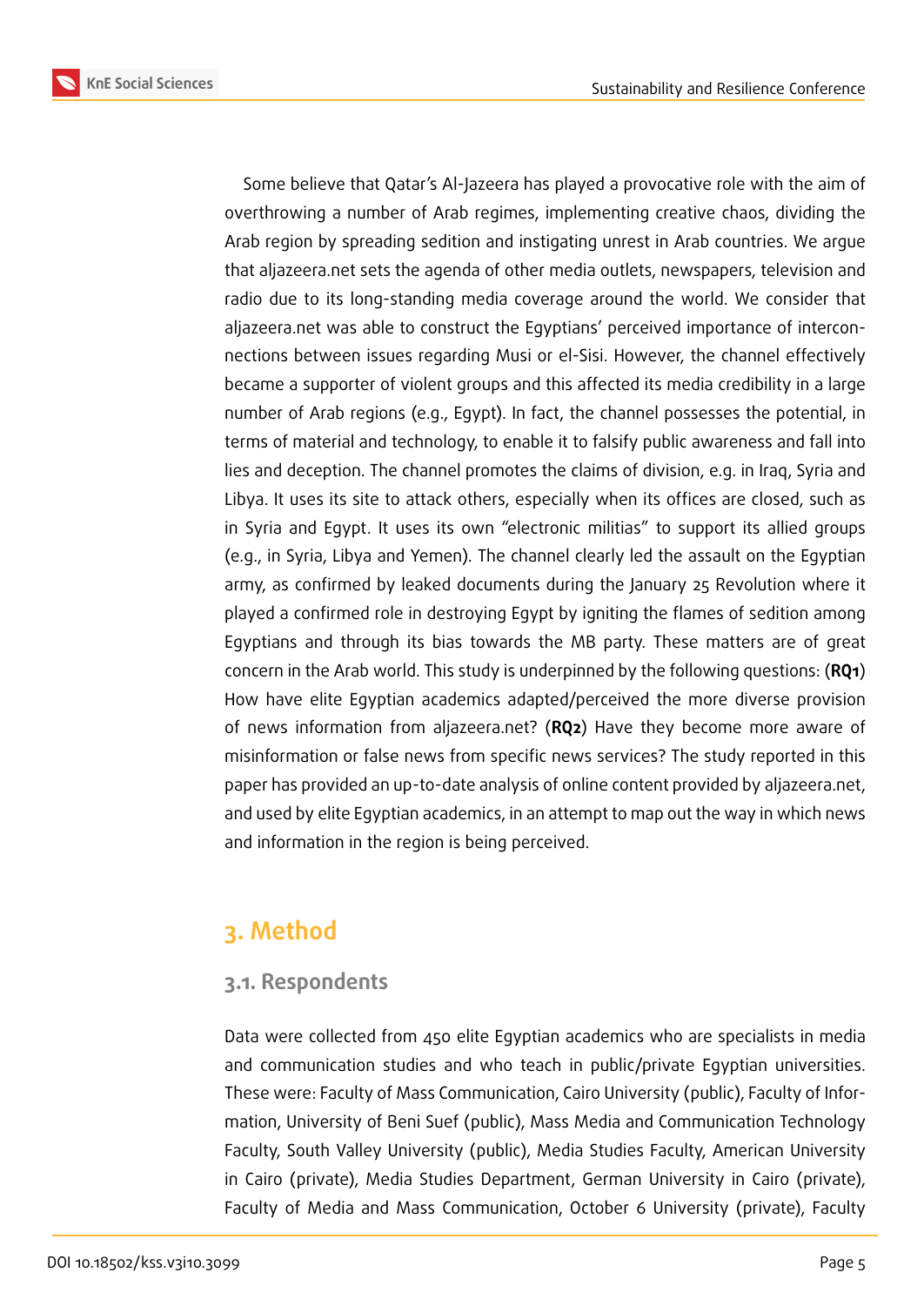Some believe that Qatar's Al-Jazeera has played a provocative role with the aim of overthrowing a number of Arab regimes, implementing creative chaos, dividing the Arab region by spreading sedition and instigating unrest in Arab countries. We argue that aljazeera.net sets the agenda of other media outlets, newspapers, television and radio due to its long-standing media coverage around the world. We consider that aljazeera.net was able to construct the Egyptians' perceived importance of interconnections between issues regarding Musi or el-Sisi. However, the channel effectively became a supporter of violent groups and this affected its media credibility in a large number of Arab regions (e.g., Egypt). In fact, the channel possesses the potential, in terms of material and technology, to enable it to falsify public awareness and fall into lies and deception. The channel promotes the claims of division, e.g. in Iraq, Syria and Libya. It uses its site to attack others, especially when its offices are closed, such as in Syria and Egypt. It uses its own "electronic militias" to support its allied groups (e.g., in Syria, Libya and Yemen). The channel clearly led the assault on the Egyptian army, as confirmed by leaked documents during the January 25 Revolution where it played a confirmed role in destroying Egypt by igniting the flames of sedition among Egyptians and through its bias towards the MB party. These matters are of great concern in the Arab world. This study is underpinned by the following questions: (**RQ1**) How have elite Egyptian academics adapted/perceived the more diverse provision of news information from aljazeera.net? (**RQ2**) Have they become more aware of misinformation or false news from specific news services? The study reported in this paper has provided an up-to-date analysis of online content provided by aljazeera.net, and used by elite Egyptian academics, in an attempt to map out the way in which news and information in the region is being perceived.

## 3. Method

### 3.1. Respondents

Data were collected from 450 elite Egyptian academics who are specialists in media and communication studies and who teach in public/private Egyptian universities. These were: Faculty of Mass Communication, Cairo University (public), Faculty of Information, University of Beni Suef (public), Mass Media and Communication Technology Faculty, South Valley University (public), Media Studies Faculty, American University in Cairo (private), Media Studies Department, German University in Cairo (private), Faculty of Media and Mass Communication, October 6 University (private), Faculty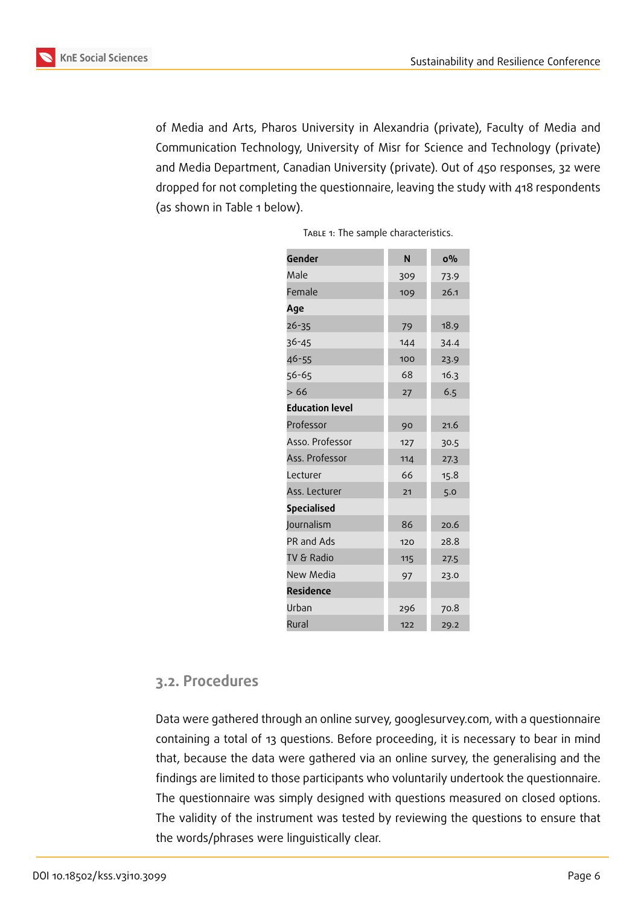of Media and Arts, Pharos University in Alexandria (private), Faculty of Media and Communication Technology, University of Misr for Science and Technology (private) and Media Department, Canadian University (private). Out of 450 responses, 32 were dropped for not completing the questionnaire, leaving the study with 418 respondents (as shown in Table 1 below).

Table 1: The sample characteristics.

| **Gender** | **N** | **o%** |
|---|---|---|
| Male | 309 | 73.9 |
| Female | 109 | 26.1 |
| **Age** | | |
| 26-35 | 79 | 18.9 |
| 36-45 | 144 | 34.4 |
| 46-55 | 100 | 23.9 |
| 56-65 | 68 | 16.3 |
| > 66 | 27 | 6.5 |
| **Education level** | | |
| Professor | 90 | 21.6 |
| Asso. Professor | 127 | 30.5 |
| Ass. Professor | 114 | 27.3 |
| Lecturer | 66 | 15.8 |
| Ass. Lecturer | 21 | 5.0 |
| **Specialised** | | |
| Journalism | 86 | 20.6 |
| PR and Ads | 120 | 28.8 |
| TV & Radio | 115 | 27.5 |
| New Media | 97 | 23.0 |
| **Residence** | | |
| Urban | 296 | 70.8 |
| Rural | 122 | 29.2 |

## 3.2. Procedures

Data were gathered through an online survey, googlesurvey.com, with a questionnaire containing a total of 13 questions. Before proceeding, it is necessary to bear in mind that, because the data were gathered via an online survey, the generalising and the findings are limited to those participants who voluntarily undertook the questionnaire. The questionnaire was simply designed with questions measured on closed options. The validity of the instrument was tested by reviewing the questions to ensure that the words/phrases were linguistically clear.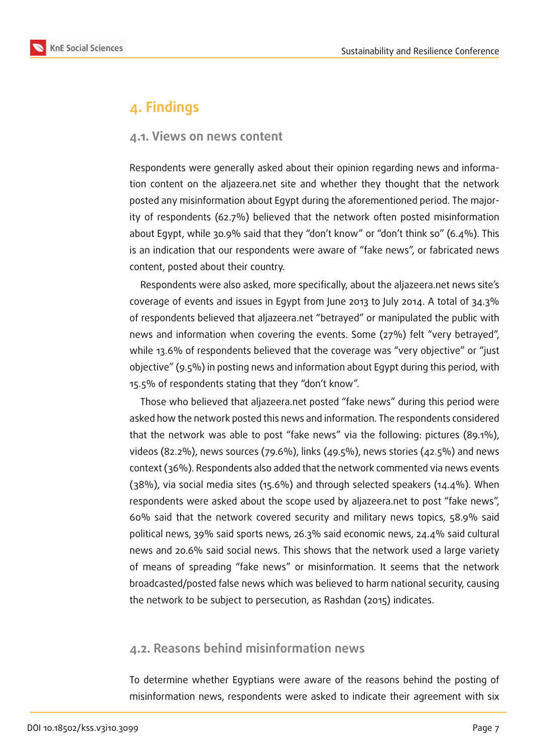## 4. Findings

### 4.1. Views on news content

Respondents were generally asked about their opinion regarding news and information content on the aljazeera.net site and whether they thought that the network posted any misinformation about Egypt during the aforementioned period. The majority of respondents (62.7%) believed that the network often posted misinformation about Egypt, while 30.9% said that they "don't know" or "don't think so" (6.4%). This is an indication that our respondents were aware of "fake news", or fabricated news content, posted about their country.

Respondents were also asked, more specifically, about the aljazeera.net news site's coverage of events and issues in Egypt from June 2013 to July 2014. A total of 34.3% of respondents believed that aljazeera.net "betrayed" or manipulated the public with news and information when covering the events. Some (27%) felt "very betrayed", while 13.6% of respondents believed that the coverage was "very objective" or "just objective" (9.5%) in posting news and information about Egypt during this period, with 15.5% of respondents stating that they "don't know".

Those who believed that aljazeera.net posted "fake news" during this period were asked how the network posted this news and information. The respondents considered that the network was able to post "fake news" via the following: pictures (89.1%), videos (82.2%), news sources (79.6%), links (49.5%), news stories (42.5%) and news context (36%). Respondents also added that the network commented via news events (38%), via social media sites (15.6%) and through selected speakers (14.4%). When respondents were asked about the scope used by aljazeera.net to post "fake news", 60% said that the network covered security and military news topics, 58.9% said political news, 39% said sports news, 26.3% said economic news, 24.4% said cultural news and 20.6% said social news. This shows that the network used a large variety of means of spreading "fake news" or misinformation. It seems that the network broadcasted/posted false news which was believed to harm national security, causing the network to be subject to persecution, as Rashdan (2015) indicates.

### 4.2. Reasons behind misinformation news

To determine whether Egyptians were aware of the reasons behind the posting of misinformation news, respondents were asked to indicate their agreement with six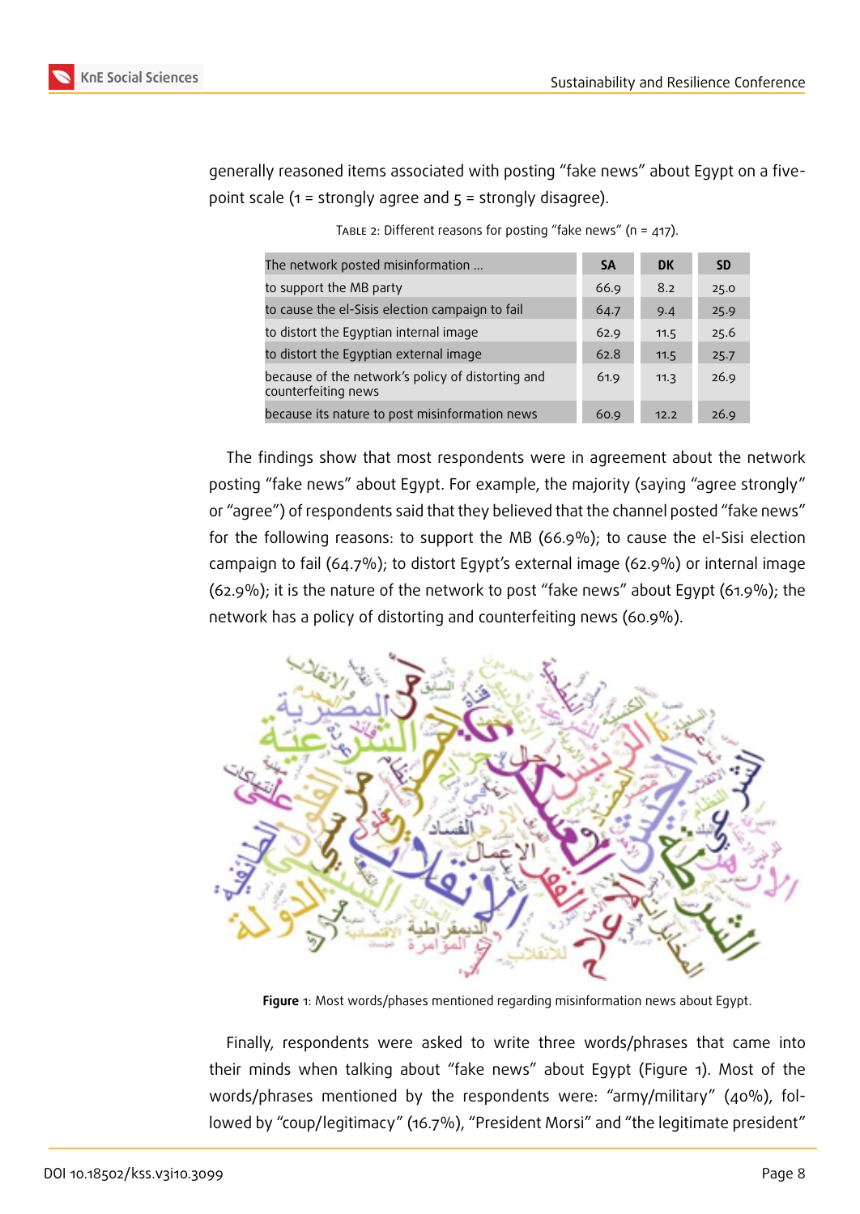generally reasoned items associated with posting "fake news" about Egypt on a five-point scale (1 = strongly agree and 5 = strongly disagree).

Table 2: Different reasons for posting "fake news" (n = 417).

| The network posted misinformation ... | SA | DK | SD |
|---|---|---|---|
| to support the MB party | 66.9 | 8.2 | 25.0 |
| to cause the el-Sisis election campaign to fail | 64.7 | 9.4 | 25.9 |
| to distort the Egyptian internal image | 62.9 | 11.5 | 25.6 |
| to distort the Egyptian external image | 62.8 | 11.5 | 25.7 |
| because of the network's policy of distorting and counterfeiting news | 61.9 | 11.3 | 26.9 |
| because its nature to post misinformation news | 60.9 | 12.2 | 26.9 |

The findings show that most respondents were in agreement about the network posting "fake news" about Egypt. For example, the majority (saying "agree strongly" or "agree") of respondents said that they believed that the channel posted "fake news" for the following reasons: to support the MB (66.9%); to cause the el-Sisi election campaign to fail (64.7%); to distort Egypt's external image (62.9%) or internal image (62.9%); it is the nature of the network to post "fake news" about Egypt (61.9%); the network has a policy of distorting and counterfeiting news (60.9%).

**Figure** 1: Most words/phases mentioned regarding misinformation news about Egypt.

Finally, respondents were asked to write three words/phrases that came into their minds when talking about "fake news" about Egypt (Figure 1). Most of the words/phrases mentioned by the respondents were: "army/military" (40%), followed by "coup/legitimacy" (16.7%), "President Morsi" and "the legitimate president"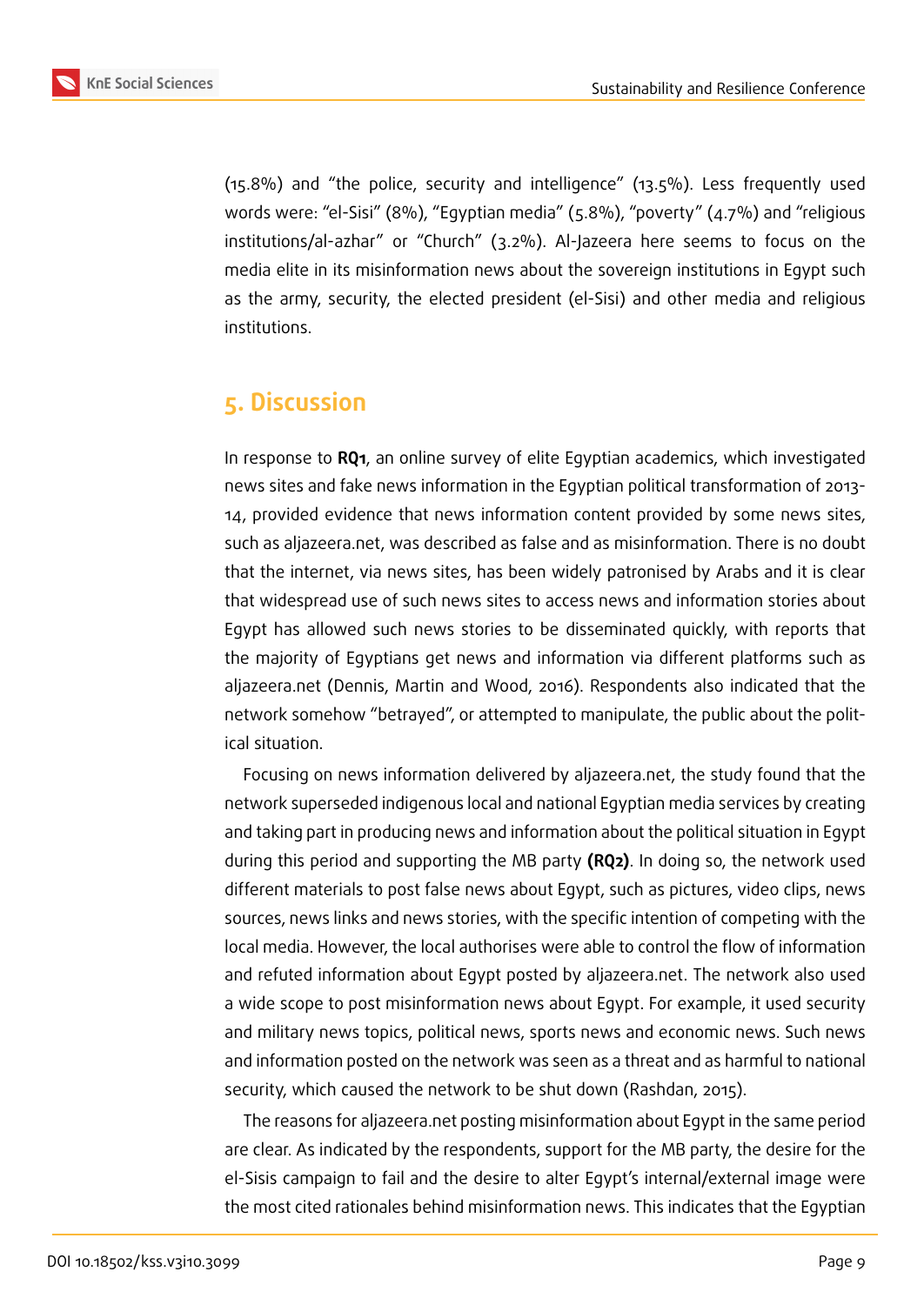(15.8%) and "the police, security and intelligence" (13.5%). Less frequently used words were: "el-Sisi" (8%), "Egyptian media" (5.8%), "poverty" (4.7%) and "religious institutions/al-azhar" or "Church" (3.2%). Al-Jazeera here seems to focus on the media elite in its misinformation news about the sovereign institutions in Egypt such as the army, security, the elected president (el-Sisi) and other media and religious institutions.

## 5. Discussion

In response to **RQ1**, an online survey of elite Egyptian academics, which investigated news sites and fake news information in the Egyptian political transformation of 2013-14, provided evidence that news information content provided by some news sites, such as aljazeera.net, was described as false and as misinformation. There is no doubt that the internet, via news sites, has been widely patronised by Arabs and it is clear that widespread use of such news sites to access news and information stories about Egypt has allowed such news stories to be disseminated quickly, with reports that the majority of Egyptians get news and information via different platforms such as aljazeera.net (Dennis, Martin and Wood, 2016). Respondents also indicated that the network somehow "betrayed", or attempted to manipulate, the public about the political situation.

Focusing on news information delivered by aljazeera.net, the study found that the network superseded indigenous local and national Egyptian media services by creating and taking part in producing news and information about the political situation in Egypt during this period and supporting the MB party **(RQ2)**. In doing so, the network used different materials to post false news about Egypt, such as pictures, video clips, news sources, news links and news stories, with the specific intention of competing with the local media. However, the local authorises were able to control the flow of information and refuted information about Egypt posted by aljazeera.net. The network also used a wide scope to post misinformation news about Egypt. For example, it used security and military news topics, political news, sports news and economic news. Such news and information posted on the network was seen as a threat and as harmful to national security, which caused the network to be shut down (Rashdan, 2015).

The reasons for aljazeera.net posting misinformation about Egypt in the same period are clear. As indicated by the respondents, support for the MB party, the desire for the el-Sisis campaign to fail and the desire to alter Egypt's internal/external image were the most cited rationales behind misinformation news. This indicates that the Egyptian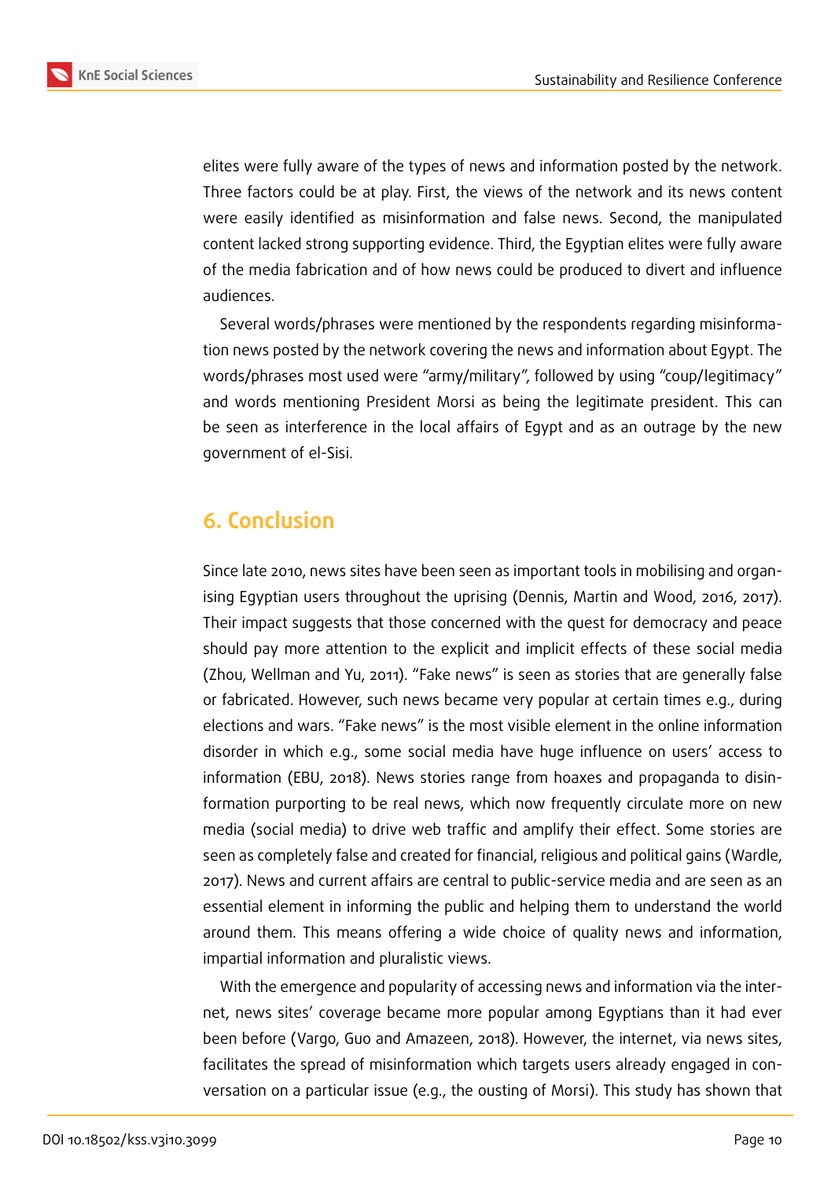elites were fully aware of the types of news and information posted by the network. Three factors could be at play. First, the views of the network and its news content were easily identified as misinformation and false news. Second, the manipulated content lacked strong supporting evidence. Third, the Egyptian elites were fully aware of the media fabrication and of how news could be produced to divert and influence audiences.

Several words/phrases were mentioned by the respondents regarding misinformation news posted by the network covering the news and information about Egypt. The words/phrases most used were "army/military", followed by using "coup/legitimacy" and words mentioning President Morsi as being the legitimate president. This can be seen as interference in the local affairs of Egypt and as an outrage by the new government of el-Sisi.

## 6. Conclusion

Since late 2010, news sites have been seen as important tools in mobilising and organising Egyptian users throughout the uprising (Dennis, Martin and Wood, 2016, 2017). Their impact suggests that those concerned with the quest for democracy and peace should pay more attention to the explicit and implicit effects of these social media (Zhou, Wellman and Yu, 2011). "Fake news" is seen as stories that are generally false or fabricated. However, such news became very popular at certain times e.g., during elections and wars. "Fake news" is the most visible element in the online information disorder in which e.g., some social media have huge influence on users' access to information (EBU, 2018). News stories range from hoaxes and propaganda to disinformation purporting to be real news, which now frequently circulate more on new media (social media) to drive web traffic and amplify their effect. Some stories are seen as completely false and created for financial, religious and political gains (Wardle, 2017). News and current affairs are central to public-service media and are seen as an essential element in informing the public and helping them to understand the world around them. This means offering a wide choice of quality news and information, impartial information and pluralistic views.

With the emergence and popularity of accessing news and information via the internet, news sites' coverage became more popular among Egyptians than it had ever been before (Vargo, Guo and Amazeen, 2018). However, the internet, via news sites, facilitates the spread of misinformation which targets users already engaged in conversation on a particular issue (e.g., the ousting of Morsi). This study has shown that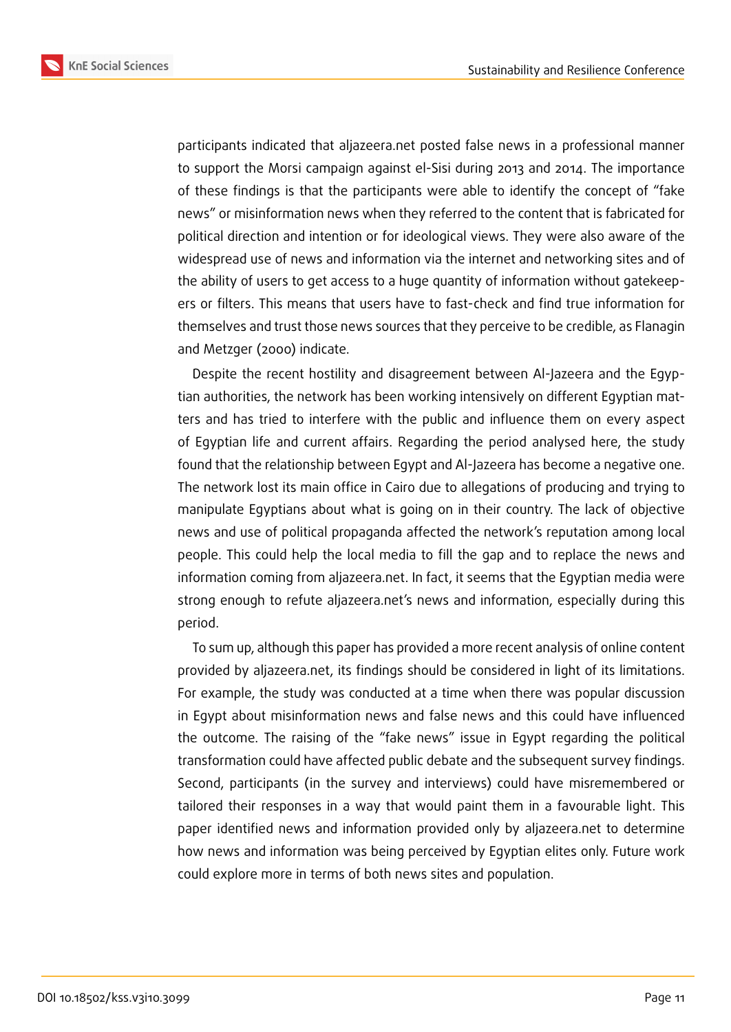participants indicated that aljazeera.net posted false news in a professional manner to support the Morsi campaign against el-Sisi during 2013 and 2014. The importance of these findings is that the participants were able to identify the concept of "fake news" or misinformation news when they referred to the content that is fabricated for political direction and intention or for ideological views. They were also aware of the widespread use of news and information via the internet and networking sites and of the ability of users to get access to a huge quantity of information without gatekeepers or filters. This means that users have to fast-check and find true information for themselves and trust those news sources that they perceive to be credible, as Flanagin and Metzger (2000) indicate.

Despite the recent hostility and disagreement between Al-Jazeera and the Egyptian authorities, the network has been working intensively on different Egyptian matters and has tried to interfere with the public and influence them on every aspect of Egyptian life and current affairs. Regarding the period analysed here, the study found that the relationship between Egypt and Al-Jazeera has become a negative one. The network lost its main office in Cairo due to allegations of producing and trying to manipulate Egyptians about what is going on in their country. The lack of objective news and use of political propaganda affected the network's reputation among local people. This could help the local media to fill the gap and to replace the news and information coming from aljazeera.net. In fact, it seems that the Egyptian media were strong enough to refute aljazeera.net's news and information, especially during this period.

To sum up, although this paper has provided a more recent analysis of online content provided by aljazeera.net, its findings should be considered in light of its limitations. For example, the study was conducted at a time when there was popular discussion in Egypt about misinformation news and false news and this could have influenced the outcome. The raising of the "fake news" issue in Egypt regarding the political transformation could have affected public debate and the subsequent survey findings. Second, participants (in the survey and interviews) could have misremembered or tailored their responses in a way that would paint them in a favourable light. This paper identified news and information provided only by aljazeera.net to determine how news and information was being perceived by Egyptian elites only. Future work could explore more in terms of both news sites and population.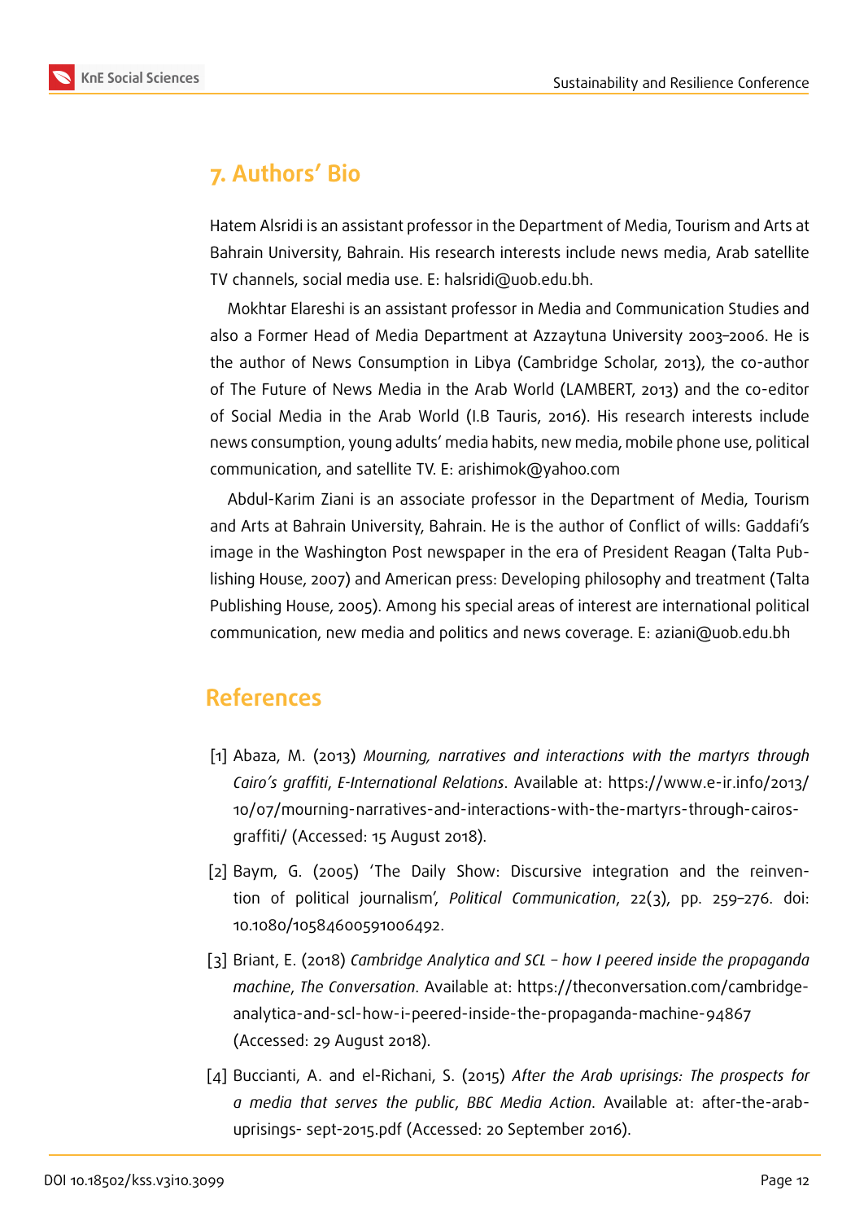## 7. Authors' Bio

Hatem Alsridi is an assistant professor in the Department of Media, Tourism and Arts at Bahrain University, Bahrain. His research interests include news media, Arab satellite TV channels, social media use. E: halsridi@uob.edu.bh.

Mokhtar Elareshi is an assistant professor in Media and Communication Studies and also a Former Head of Media Department at Azzaytuna University 2003–2006. He is the author of News Consumption in Libya (Cambridge Scholar, 2013), the co-author of The Future of News Media in the Arab World (LAMBERT, 2013) and the co-editor of Social Media in the Arab World (I.B Tauris, 2016). His research interests include news consumption, young adults' media habits, new media, mobile phone use, political communication, and satellite TV. E: arishimok@yahoo.com

Abdul-Karim Ziani is an associate professor in the Department of Media, Tourism and Arts at Bahrain University, Bahrain. He is the author of Conflict of wills: Gaddafi's image in the Washington Post newspaper in the era of President Reagan (Talta Publishing House, 2007) and American press: Developing philosophy and treatment (Talta Publishing House, 2005). Among his special areas of interest are international political communication, new media and politics and news coverage. E: aziani@uob.edu.bh

## References

[1] Abaza, M. (2013) *Mourning, narratives and interactions with the martyrs through Cairo's graffiti*, *E-International Relations*. Available at: https://www.e-ir.info/2013/10/07/mourning-narratives-and-interactions-with-the-martyrs-through-cairos-graffiti/ (Accessed: 15 August 2018).

[2] Baym, G. (2005) 'The Daily Show: Discursive integration and the reinvention of political journalism', *Political Communication*, 22(3), pp. 259–276. doi: 10.1080/10584600591006492.

[3] Briant, E. (2018) *Cambridge Analytica and SCL – how I peered inside the propaganda machine*, *The Conversation*. Available at: https://theconversation.com/cambridge-analytica-and-scl-how-i-peered-inside-the-propaganda-machine-94867 (Accessed: 29 August 2018).

[4] Buccianti, A. and el-Richani, S. (2015) *After the Arab uprisings: The prospects for a media that serves the public*, *BBC Media Action*. Available at: after-the-arab-uprisings- sept-2015.pdf (Accessed: 20 September 2016).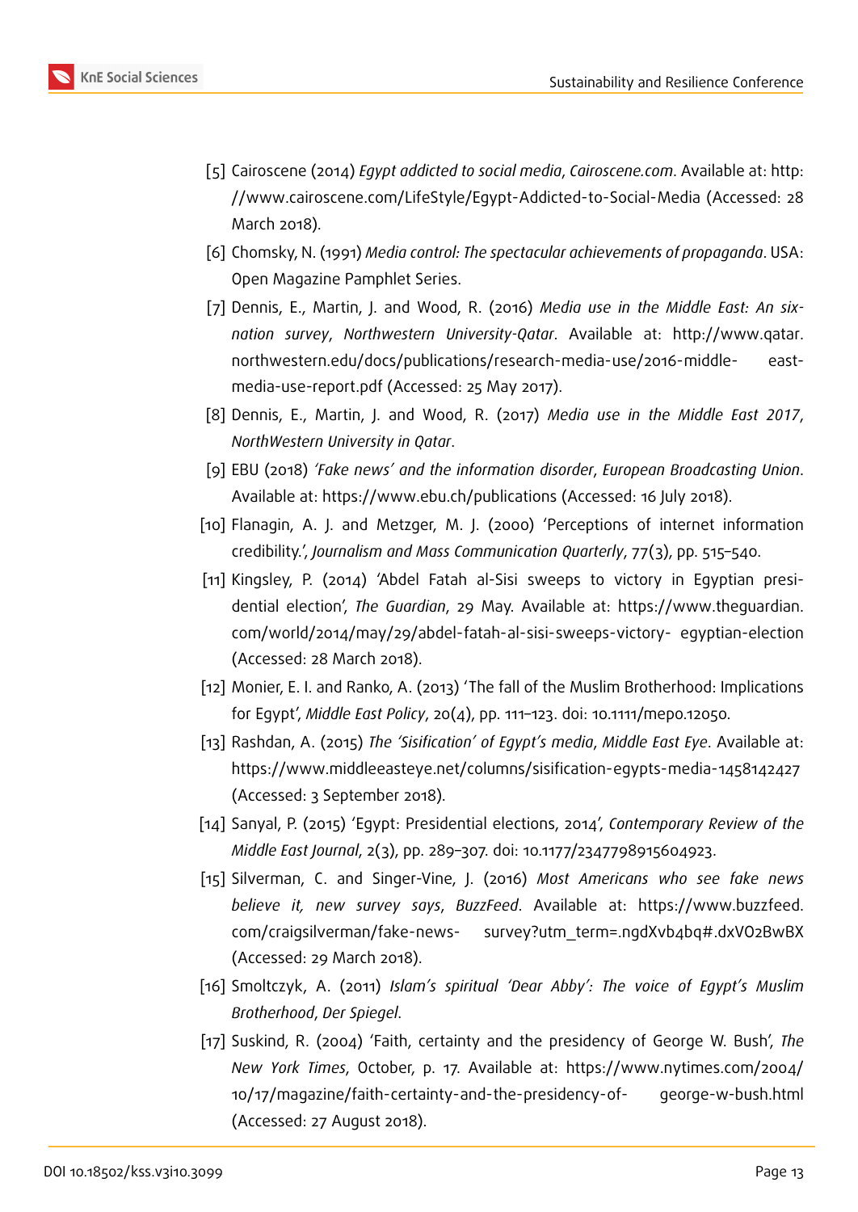[5] Cairoscene (2014) *Egypt addicted to social media*, *Cairoscene.com*. Available at: http://www.cairoscene.com/LifeStyle/Egypt-Addicted-to-Social-Media (Accessed: 28 March 2018).

[6] Chomsky, N. (1991) *Media control: The spectacular achievements of propaganda*. USA: Open Magazine Pamphlet Series.

[7] Dennis, E., Martin, J. and Wood, R. (2016) *Media use in the Middle East: An six-nation survey*, *Northwestern University-Qatar*. Available at: http://www.qatar.northwestern.edu/docs/publications/research-media-use/2016-middle- east-media-use-report.pdf (Accessed: 25 May 2017).

[8] Dennis, E., Martin, J. and Wood, R. (2017) *Media use in the Middle East 2017*, *NorthWestern University in Qatar*.

[9] EBU (2018) *'Fake news' and the information disorder*, *European Broadcasting Union*. Available at: https://www.ebu.ch/publications (Accessed: 16 July 2018).

[10] Flanagin, A. J. and Metzger, M. J. (2000) 'Perceptions of internet information credibility.', *Journalism and Mass Communication Quarterly*, 77(3), pp. 515–540.

[11] Kingsley, P. (2014) 'Abdel Fatah al-Sisi sweeps to victory in Egyptian presidential election', *The Guardian*, 29 May. Available at: https://www.theguardian.com/world/2014/may/29/abdel-fatah-al-sisi-sweeps-victory- egyptian-election (Accessed: 28 March 2018).

[12] Monier, E. I. and Ranko, A. (2013) 'The fall of the Muslim Brotherhood: Implications for Egypt', *Middle East Policy*, 20(4), pp. 111–123. doi: 10.1111/mepo.12050.

[13] Rashdan, A. (2015) *The 'Sisification' of Egypt's media*, *Middle East Eye*. Available at: https://www.middleeasteye.net/columns/sisification-egypts-media-1458142427 (Accessed: 3 September 2018).

[14] Sanyal, P. (2015) 'Egypt: Presidential elections, 2014', *Contemporary Review of the Middle East Journal*, 2(3), pp. 289–307. doi: 10.1177/2347798915604923.

[15] Silverman, C. and Singer-Vine, J. (2016) *Most Americans who see fake news believe it, new survey says*, *BuzzFeed*. Available at: https://www.buzzfeed.com/craigsilverman/fake-news- survey?utm_term=.ngdXvb4bq#.dxVO2BwBX (Accessed: 29 March 2018).

[16] Smoltczyk, A. (2011) *Islam's spiritual 'Dear Abby': The voice of Egypt's Muslim Brotherhood*, *Der Spiegel*.

[17] Suskind, R. (2004) 'Faith, certainty and the presidency of George W. Bush', *The New York Times*, October, p. 17. Available at: https://www.nytimes.com/2004/10/17/magazine/faith-certainty-and-the-presidency-of- george-w-bush.html (Accessed: 27 August 2018).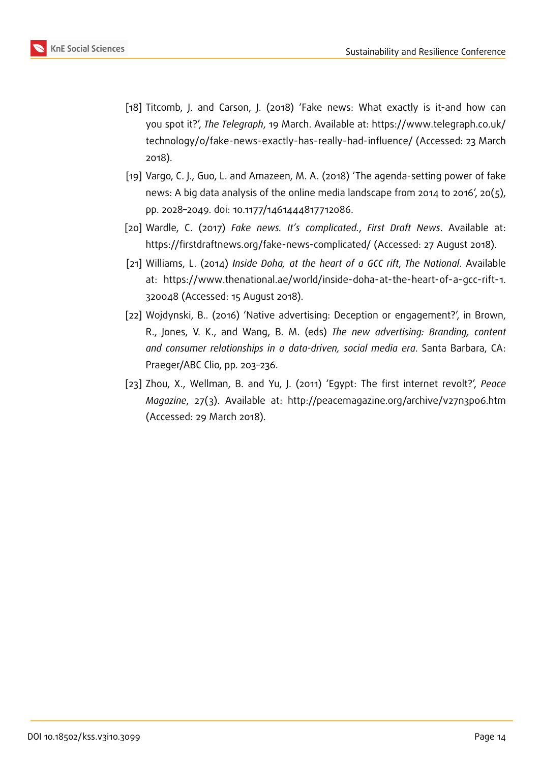[18] Titcomb, J. and Carson, J. (2018) 'Fake news: What exactly is it-and how can you spot it?', *The Telegraph*, 19 March. Available at: https://www.telegraph.co.uk/technology/0/fake-news-exactly-has-really-had-influence/ (Accessed: 23 March 2018).

[19] Vargo, C. J., Guo, L. and Amazeen, M. A. (2018) 'The agenda-setting power of fake news: A big data analysis of the online media landscape from 2014 to 2016', 20(5), pp. 2028–2049. doi: 10.1177/1461444817712086.

[20] Wardle, C. (2017) *Fake news. It's complicated.*, *First Draft News*. Available at: https://firstdraftnews.org/fake-news-complicated/ (Accessed: 27 August 2018).

[21] Williams, L. (2014) *Inside Doha, at the heart of a GCC rift*, *The National*. Available at: https://www.thenational.ae/world/inside-doha-at-the-heart-of-a-gcc-rift-1.320048 (Accessed: 15 August 2018).

[22] Wojdynski, B.. (2016) 'Native advertising: Deception or engagement?', in Brown, R., Jones, V. K., and Wang, B. M. (eds) *The new advertising: Branding, content and consumer relationships in a data-driven, social media era*. Santa Barbara, CA: Praeger/ABC Clio, pp. 203–236.

[23] Zhou, X., Wellman, B. and Yu, J. (2011) 'Egypt: The first internet revolt?', *Peace Magazine*, 27(3). Available at: http://peacemagazine.org/archive/v27n3p06.htm (Accessed: 29 March 2018).